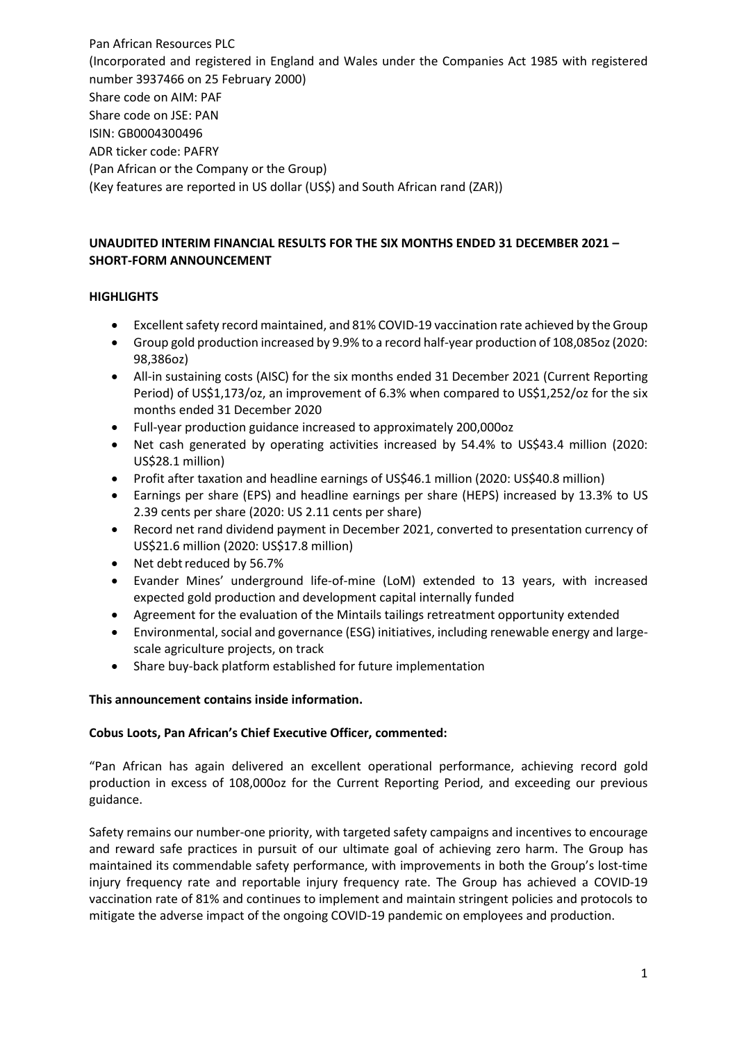Pan African Resources PLC
(Incorporated and registered in England and Wales under the Companies Act 1985 with registered number 3937466 on 25 February 2000)
Share code on AIM: PAF
Share code on JSE: PAN
ISIN: GB0004300496
ADR ticker code: PAFRY
(Pan African or the Company or the Group)
(Key features are reported in US dollar (US$) and South African rand (ZAR))

**UNAUDITED INTERIM FINANCIAL RESULTS FOR THE SIX MONTHS ENDED 31 DECEMBER 2021 – SHORT-FORM ANNOUNCEMENT**

**HIGHLIGHTS**

- Excellent safety record maintained, and 81% COVID-19 vaccination rate achieved by the Group
- Group gold production increased by 9.9% to a record half-year production of 108,085oz (2020: 98,386oz)
- All-in sustaining costs (AISC) for the six months ended 31 December 2021 (Current Reporting Period) of US$1,173/oz, an improvement of 6.3% when compared to US$1,252/oz for the six months ended 31 December 2020
- Full-year production guidance increased to approximately 200,000oz
- Net cash generated by operating activities increased by 54.4% to US$43.4 million (2020: US$28.1 million)
- Profit after taxation and headline earnings of US$46.1 million (2020: US$40.8 million)
- Earnings per share (EPS) and headline earnings per share (HEPS) increased by 13.3% to US 2.39 cents per share (2020: US 2.11 cents per share)
- Record net rand dividend payment in December 2021, converted to presentation currency of US$21.6 million (2020: US$17.8 million)
- Net debt reduced by 56.7%
- Evander Mines' underground life-of-mine (LoM) extended to 13 years, with increased expected gold production and development capital internally funded
- Agreement for the evaluation of the Mintails tailings retreatment opportunity extended
- Environmental, social and governance (ESG) initiatives, including renewable energy and large-scale agriculture projects, on track
- Share buy-back platform established for future implementation

**This announcement contains inside information.**

**Cobus Loots, Pan African's Chief Executive Officer, commented:**

"Pan African has again delivered an excellent operational performance, achieving record gold production in excess of 108,000oz for the Current Reporting Period, and exceeding our previous guidance.

Safety remains our number-one priority, with targeted safety campaigns and incentives to encourage and reward safe practices in pursuit of our ultimate goal of achieving zero harm. The Group has maintained its commendable safety performance, with improvements in both the Group's lost-time injury frequency rate and reportable injury frequency rate. The Group has achieved a COVID-19 vaccination rate of 81% and continues to implement and maintain stringent policies and protocols to mitigate the adverse impact of the ongoing COVID-19 pandemic on employees and production.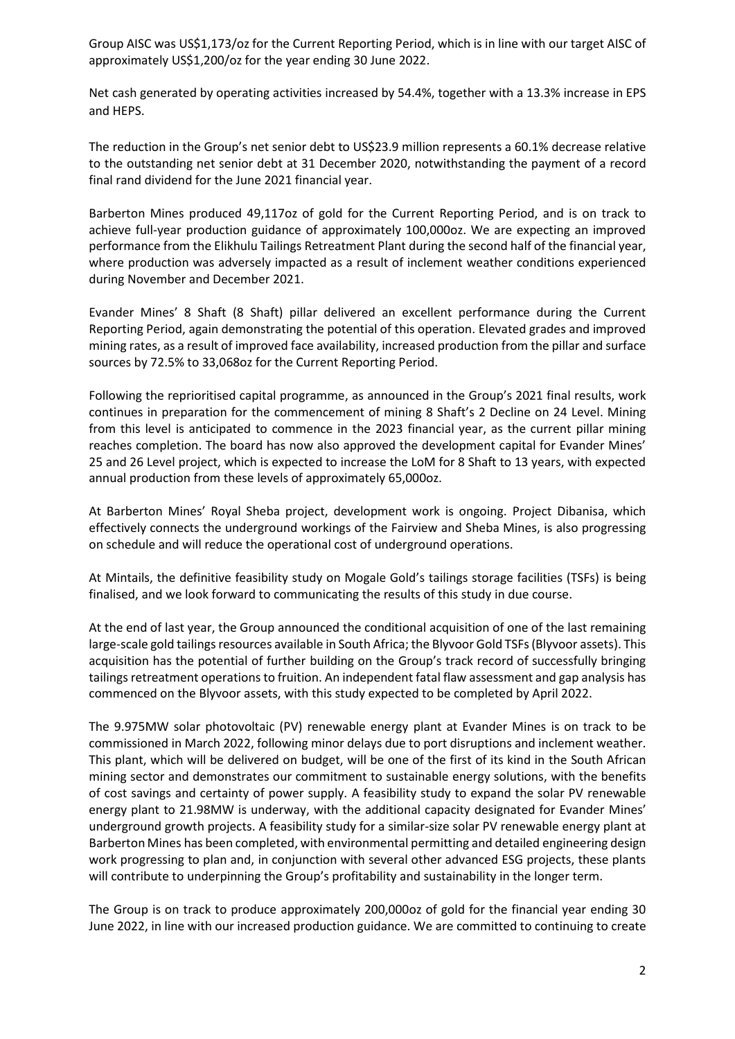Group AISC was US$1,173/oz for the Current Reporting Period, which is in line with our target AISC of approximately US$1,200/oz for the year ending 30 June 2022.

Net cash generated by operating activities increased by 54.4%, together with a 13.3% increase in EPS and HEPS.

The reduction in the Group's net senior debt to US$23.9 million represents a 60.1% decrease relative to the outstanding net senior debt at 31 December 2020, notwithstanding the payment of a record final rand dividend for the June 2021 financial year.

Barberton Mines produced 49,117oz of gold for the Current Reporting Period, and is on track to achieve full-year production guidance of approximately 100,000oz. We are expecting an improved performance from the Elikhulu Tailings Retreatment Plant during the second half of the financial year, where production was adversely impacted as a result of inclement weather conditions experienced during November and December 2021.

Evander Mines' 8 Shaft (8 Shaft) pillar delivered an excellent performance during the Current Reporting Period, again demonstrating the potential of this operation. Elevated grades and improved mining rates, as a result of improved face availability, increased production from the pillar and surface sources by 72.5% to 33,068oz for the Current Reporting Period.

Following the reprioritised capital programme, as announced in the Group's 2021 final results, work continues in preparation for the commencement of mining 8 Shaft's 2 Decline on 24 Level. Mining from this level is anticipated to commence in the 2023 financial year, as the current pillar mining reaches completion. The board has now also approved the development capital for Evander Mines' 25 and 26 Level project, which is expected to increase the LoM for 8 Shaft to 13 years, with expected annual production from these levels of approximately 65,000oz.

At Barberton Mines' Royal Sheba project, development work is ongoing. Project Dibanisa, which effectively connects the underground workings of the Fairview and Sheba Mines, is also progressing on schedule and will reduce the operational cost of underground operations.

At Mintails, the definitive feasibility study on Mogale Gold's tailings storage facilities (TSFs) is being finalised, and we look forward to communicating the results of this study in due course.

At the end of last year, the Group announced the conditional acquisition of one of the last remaining large-scale gold tailings resources available in South Africa; the Blyvoor Gold TSFs (Blyvoor assets). This acquisition has the potential of further building on the Group's track record of successfully bringing tailings retreatment operations to fruition. An independent fatal flaw assessment and gap analysis has commenced on the Blyvoor assets, with this study expected to be completed by April 2022.

The 9.975MW solar photovoltaic (PV) renewable energy plant at Evander Mines is on track to be commissioned in March 2022, following minor delays due to port disruptions and inclement weather. This plant, which will be delivered on budget, will be one of the first of its kind in the South African mining sector and demonstrates our commitment to sustainable energy solutions, with the benefits of cost savings and certainty of power supply. A feasibility study to expand the solar PV renewable energy plant to 21.98MW is underway, with the additional capacity designated for Evander Mines' underground growth projects. A feasibility study for a similar-size solar PV renewable energy plant at Barberton Mines has been completed, with environmental permitting and detailed engineering design work progressing to plan and, in conjunction with several other advanced ESG projects, these plants will contribute to underpinning the Group's profitability and sustainability in the longer term.

The Group is on track to produce approximately 200,000oz of gold for the financial year ending 30 June 2022, in line with our increased production guidance. We are committed to continuing to create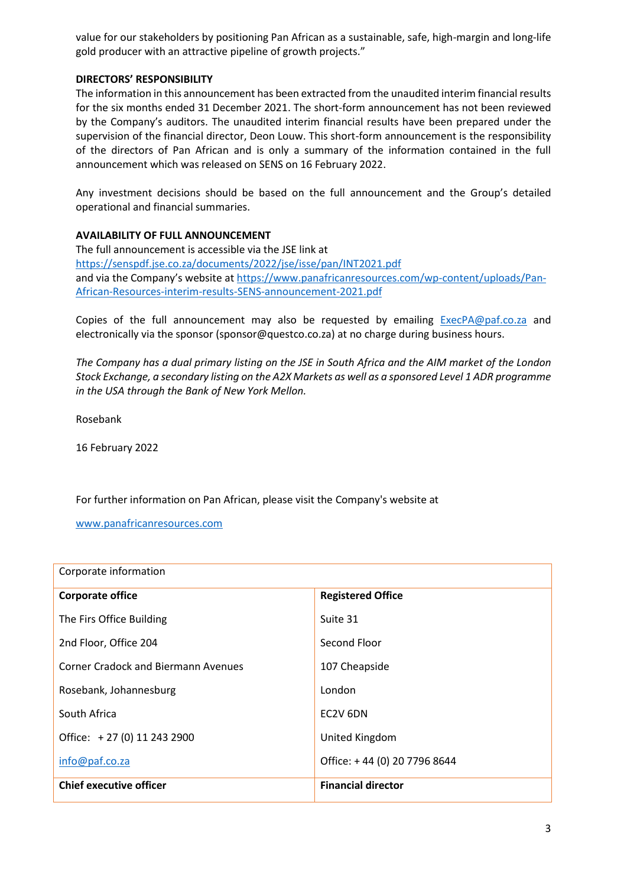value for our stakeholders by positioning Pan African as a sustainable, safe, high-margin and long-life gold producer with an attractive pipeline of growth projects."

**DIRECTORS' RESPONSIBILITY**

The information in this announcement has been extracted from the unaudited interim financial results for the six months ended 31 December 2021. The short-form announcement has not been reviewed by the Company's auditors. The unaudited interim financial results have been prepared under the supervision of the financial director, Deon Louw. This short-form announcement is the responsibility of the directors of Pan African and is only a summary of the information contained in the full announcement which was released on SENS on 16 February 2022.

Any investment decisions should be based on the full announcement and the Group's detailed operational and financial summaries.

**AVAILABILITY OF FULL ANNOUNCEMENT**

The full announcement is accessible via the JSE link at https://senspdf.jse.co.za/documents/2022/jse/isse/pan/INT2021.pdf and via the Company's website at https://www.panafricanresources.com/wp-content/uploads/Pan-African-Resources-interim-results-SENS-announcement-2021.pdf

Copies of the full announcement may also be requested by emailing ExecPA@paf.co.za and electronically via the sponsor (sponsor@questco.co.za) at no charge during business hours.

*The Company has a dual primary listing on the JSE in South Africa and the AIM market of the London Stock Exchange, a secondary listing on the A2X Markets as well as a sponsored Level 1 ADR programme in the USA through the Bank of New York Mellon.*

Rosebank

16 February 2022

For further information on Pan African, please visit the Company's website at

www.panafricanresources.com

| Corporate information | |
|---|---|
| **Corporate office** | **Registered Office** |
| The Firs Office Building | Suite 31 |
| 2nd Floor, Office 204 | Second Floor |
| Corner Cradock and Biermann Avenues | 107 Cheapside |
| Rosebank, Johannesburg | London |
| South Africa | EC2V 6DN |
| Office: + 27 (0) 11 243 2900 | United Kingdom |
| info@paf.co.za | Office: + 44 (0) 20 7796 8644 |
| **Chief executive officer** | **Financial director** |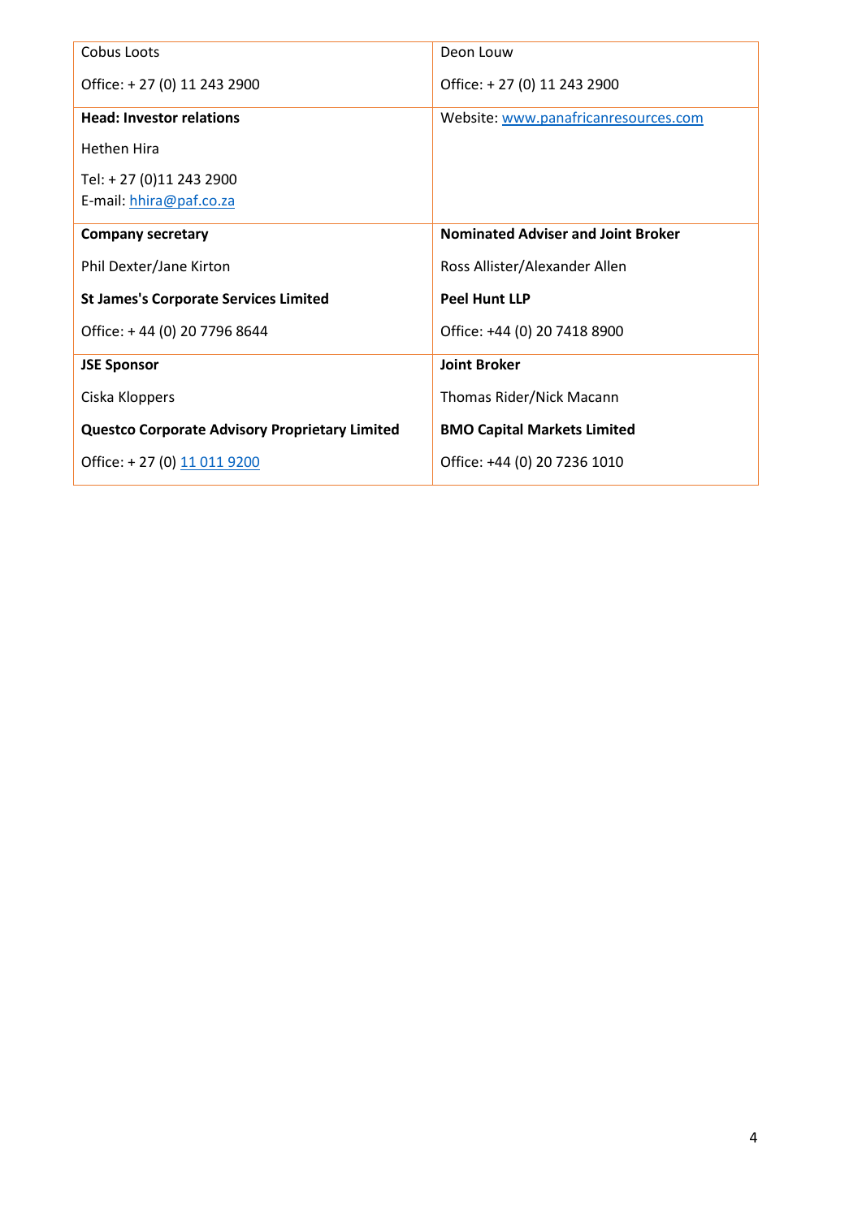| | |
|---|---|
| Cobus Loots<br><br>Office: + 27 (0) 11 243 2900 | Deon Louw<br><br>Office: + 27 (0) 11 243 2900 |
| **Head: Investor relations**<br><br>Hethen Hira<br><br>Tel: + 27 (0)11 243 2900<br>E-mail: hhira@paf.co.za | Website: www.panafricanresources.com |
| **Company secretary**<br><br>Phil Dexter/Jane Kirton<br><br>**St James's Corporate Services Limited**<br><br>Office: + 44 (0) 20 7796 8644 | **Nominated Adviser and Joint Broker**<br><br>Ross Allister/Alexander Allen<br><br>**Peel Hunt LLP**<br><br>Office: +44 (0) 20 7418 8900 |
| **JSE Sponsor**<br><br>Ciska Kloppers<br><br>**Questco Corporate Advisory Proprietary Limited**<br><br>Office: + 27 (0) 11 011 9200 | **Joint Broker**<br><br>Thomas Rider/Nick Macann<br><br>**BMO Capital Markets Limited**<br><br>Office: +44 (0) 20 7236 1010 |